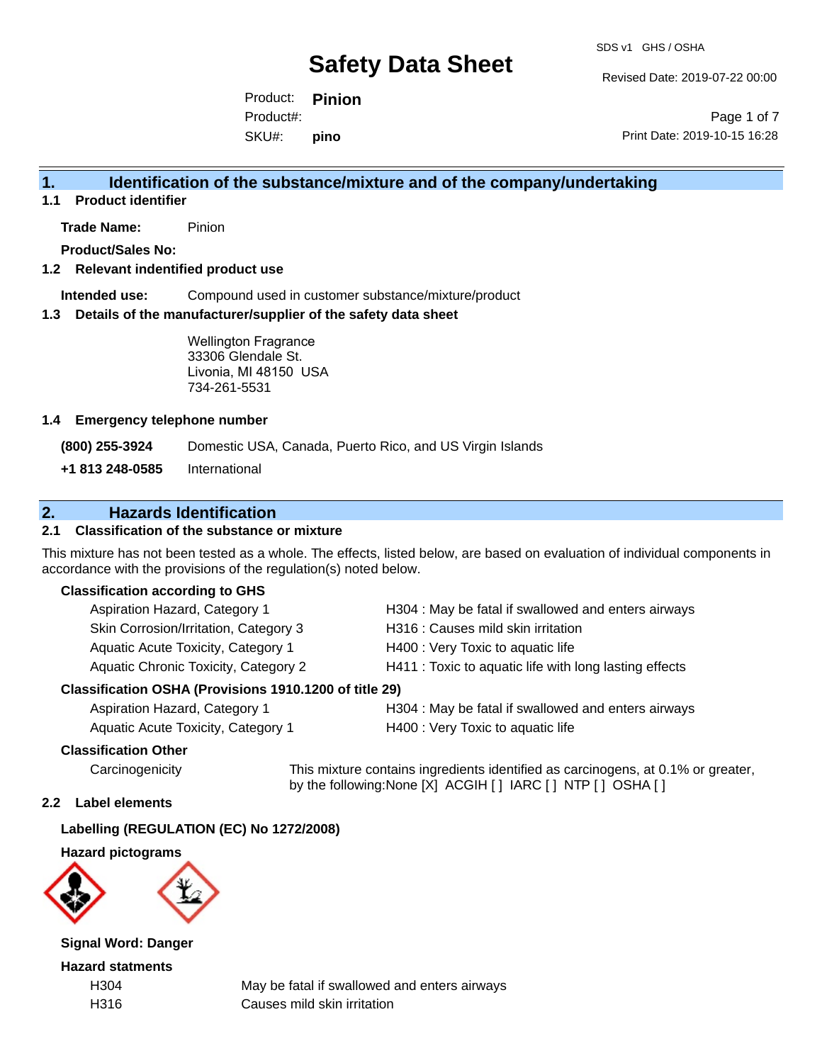# Safety Data Sheet

SDS v1 GHS / OSHA

Revised Date: 2019-07-22 00:00

Product: **Pinion**
Product#:
SKU#: **pino**

Print Date: 2019-10-15 16:28

## 1. Identification of the substance/mixture and of the company/undertaking

### 1.1 Product identifier

**Trade Name:** Pinion

**Product/Sales No:**

### 1.2 Relevant identified product use

**Intended use:** Compound used in customer substance/mixture/product

### 1.3 Details of the manufacturer/supplier of the safety data sheet

Wellington Fragrance
33306 Glendale St.
Livonia, MI 48150 USA
734-261-5531

### 1.4 Emergency telephone number

**(800) 255-3924** Domestic USA, Canada, Puerto Rico, and US Virgin Islands

**+1 813 248-0585** International

## 2. Hazards Identification

### 2.1 Classification of the substance or mixture

This mixture has not been tested as a whole. The effects, listed below, are based on evaluation of individual components in accordance with the provisions of the regulation(s) noted below.

**Classification according to GHS**

| | |
|---|---|
| Aspiration Hazard, Category 1 | H304 : May be fatal if swallowed and enters airways |
| Skin Corrosion/Irritation, Category 3 | H316 : Causes mild skin irritation |
| Aquatic Acute Toxicity, Category 1 | H400 : Very Toxic to aquatic life |
| Aquatic Chronic Toxicity, Category 2 | H411 : Toxic to aquatic life with long lasting effects |

**Classification OSHA (Provisions 1910.1200 of title 29)**

| | |
|---|---|
| Aspiration Hazard, Category 1 | H304 : May be fatal if swallowed and enters airways |
| Aquatic Acute Toxicity, Category 1 | H400 : Very Toxic to aquatic life |

**Classification Other**

Carcinogenicity — This mixture contains ingredients identified as carcinogens, at 0.1% or greater, by the following:None [X] ACGIH [ ] IARC [ ] NTP [ ] OSHA [ ]

### 2.2 Label elements

**Labelling (REGULATION (EC) No 1272/2008)**

**Hazard pictograms**

**Signal Word: Danger**

**Hazard statments**

| | |
|---|---|
| H304 | May be fatal if swallowed and enters airways |
| H316 | Causes mild skin irritation |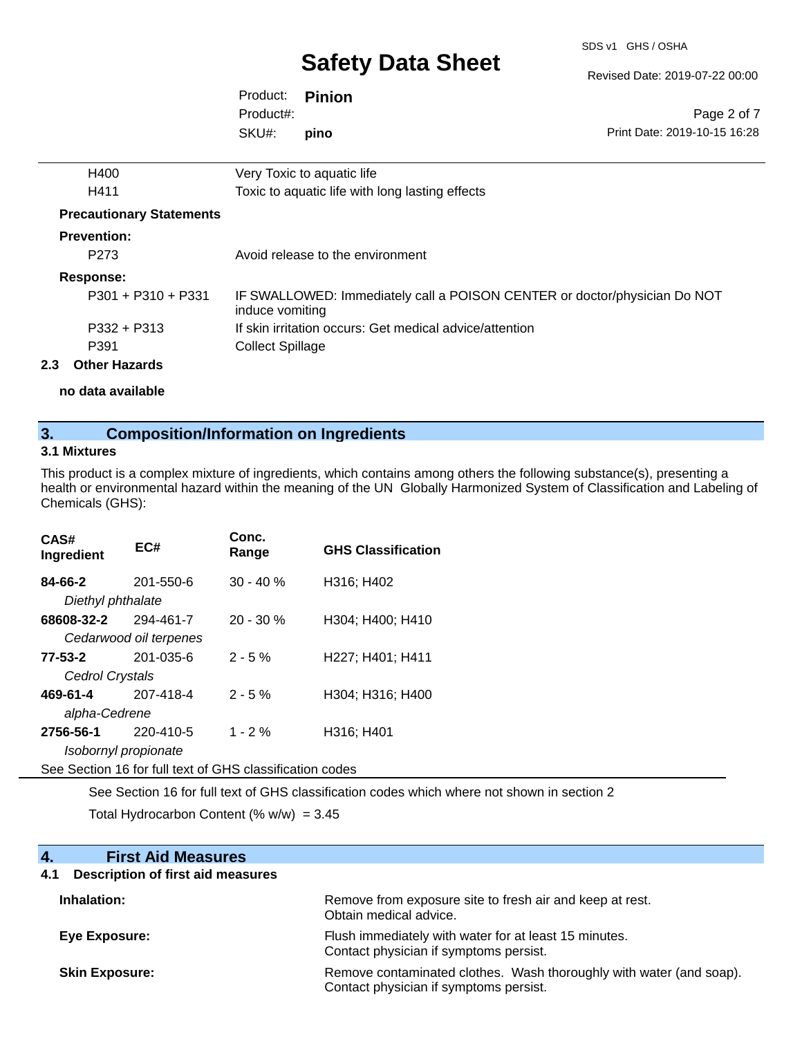| | |
|---|---|
| H400 | Very Toxic to aquatic life |
| H411 | Toxic to aquatic life with long lasting effects |

**Precautionary Statements**

**Prevention:**

| | |
|---|---|
| P273 | Avoid release to the environment |

**Response:**

| | |
|---|---|
| P301 + P310 + P331 | IF SWALLOWED: Immediately call a POISON CENTER or doctor/physician Do NOT induce vomiting |
| P332 + P313 | If skin irritation occurs: Get medical advice/attention |
| P391 | Collect Spillage |

### 2.3 Other Hazards

**no data available**

## 3. Composition/Information on Ingredients

### 3.1 Mixtures

This product is a complex mixture of ingredients, which contains among others the following substance(s), presenting a health or environmental hazard within the meaning of the UN Globally Harmonized System of Classification and Labeling of Chemicals (GHS):

| CAS# Ingredient | EC# | Conc. Range | GHS Classification |
|---|---|---|---|
| **84-66-2** *Diethyl phthalate* | 201-550-6 | 30 - 40 % | H316; H402 |
| **68608-32-2** *Cedarwood oil terpenes* | 294-461-7 | 20 - 30 % | H304; H400; H410 |
| **77-53-2** *Cedrol Crystals* | 201-035-6 | 2 - 5 % | H227; H401; H411 |
| **469-61-4** *alpha-Cedrene* | 207-418-4 | 2 - 5 % | H304; H316; H400 |
| **2756-56-1** *Isobornyl propionate* | 220-410-5 | 1 - 2 % | H316; H401 |

See Section 16 for full text of GHS classification codes

See Section 16 for full text of GHS classification codes which where not shown in section 2

Total Hydrocarbon Content (% w/w) = 3.45

## 4. First Aid Measures

### 4.1 Description of first aid measures

| | |
|---|---|
| **Inhalation:** | Remove from exposure site to fresh air and keep at rest. Obtain medical advice. |
| **Eye Exposure:** | Flush immediately with water for at least 15 minutes. Contact physician if symptoms persist. |
| **Skin Exposure:** | Remove contaminated clothes. Wash thoroughly with water (and soap). Contact physician if symptoms persist. |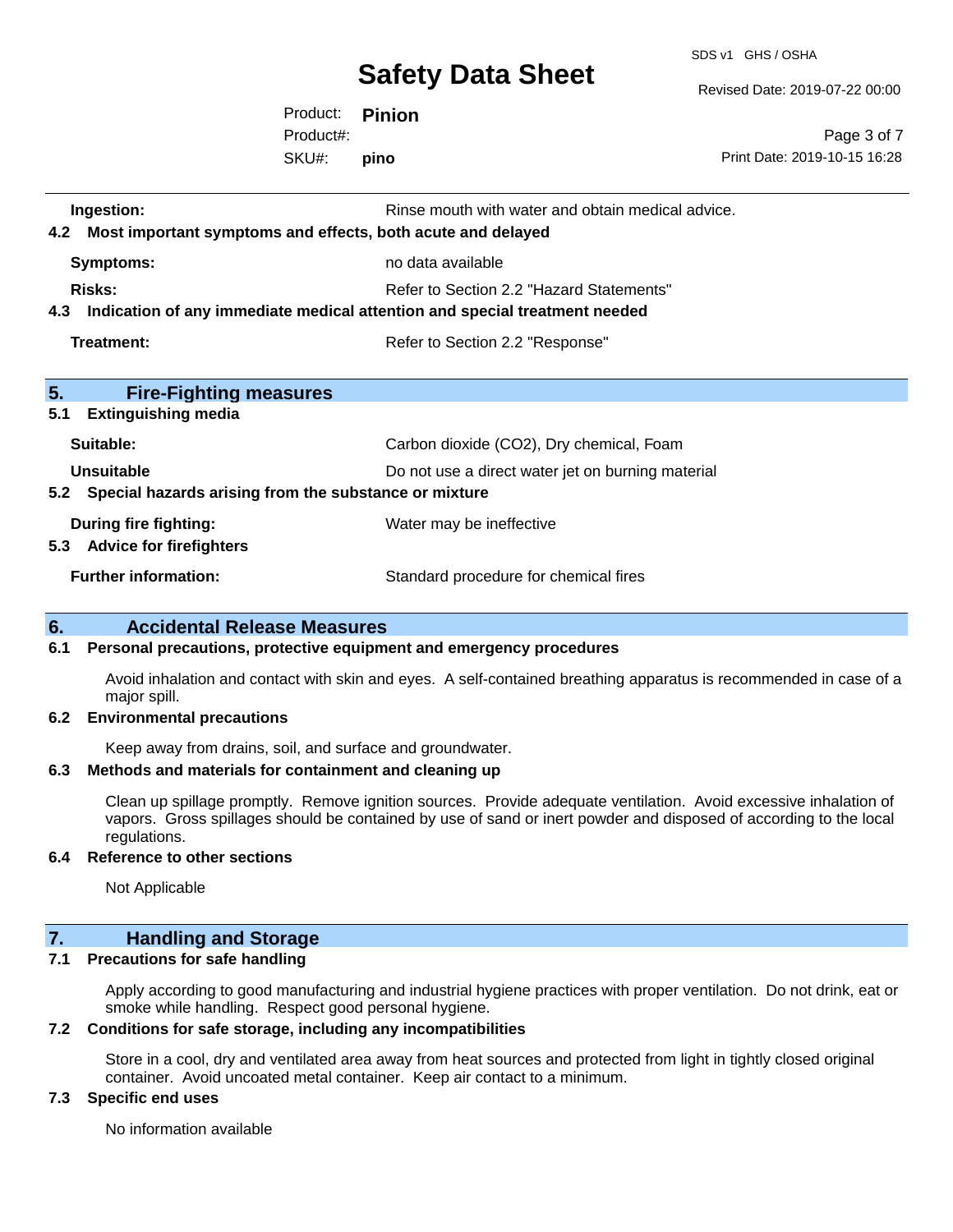**Ingestion:** Rinse mouth with water and obtain medical advice.

### 4.2 Most important symptoms and effects, both acute and delayed

**Symptoms:** no data available

**Risks:** Refer to Section 2.2 "Hazard Statements"

### 4.3 Indication of any immediate medical attention and special treatment needed

**Treatment:** Refer to Section 2.2 "Response"

## 5. Fire-Fighting measures

### 5.1 Extinguishing media

**Suitable:** Carbon dioxide ($CO_2$), Dry chemical, Foam

**Unsuitable** Do not use a direct water jet on burning material

### 5.2 Special hazards arising from the substance or mixture

**During fire fighting:** Water may be ineffective

### 5.3 Advice for firefighters

**Further information:** Standard procedure for chemical fires

## 6. Accidental Release Measures

### 6.1 Personal precautions, protective equipment and emergency procedures

Avoid inhalation and contact with skin and eyes. A self-contained breathing apparatus is recommended in case of a major spill.

### 6.2 Environmental precautions

Keep away from drains, soil, and surface and groundwater.

### 6.3 Methods and materials for containment and cleaning up

Clean up spillage promptly. Remove ignition sources. Provide adequate ventilation. Avoid excessive inhalation of vapors. Gross spillages should be contained by use of sand or inert powder and disposed of according to the local regulations.

### 6.4 Reference to other sections

Not Applicable

## 7. Handling and Storage

### 7.1 Precautions for safe handling

Apply according to good manufacturing and industrial hygiene practices with proper ventilation. Do not drink, eat or smoke while handling. Respect good personal hygiene.

### 7.2 Conditions for safe storage, including any incompatibilities

Store in a cool, dry and ventilated area away from heat sources and protected from light in tightly closed original container. Avoid uncoated metal container. Keep air contact to a minimum.

### 7.3 Specific end uses

No information available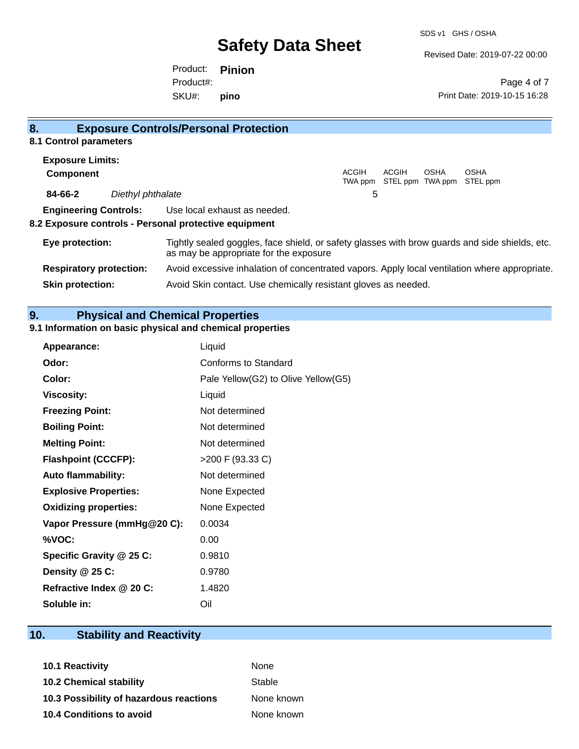## 8. Exposure Controls/Personal Protection

### 8.1 Control parameters

**Exposure Limits:**

| **Component** | | ACGIH TWA ppm | ACGIH STEL ppm | OSHA TWA ppm | OSHA STEL ppm |
|---|---|---|---|---|---|
| **84-66-2** | *Diethyl phthalate* | 5 | | | |

**Engineering Controls:** Use local exhaust as needed.

### 8.2 Exposure controls - Personal protective equipment

**Eye protection:** Tightly sealed goggles, face shield, or safety glasses with brow guards and side shields, etc. as may be appropriate for the exposure

**Respiratory protection:** Avoid excessive inhalation of concentrated vapors. Apply local ventilation where appropriate.

**Skin protection:** Avoid Skin contact. Use chemically resistant gloves as needed.

## 9. Physical and Chemical Properties

### 9.1 Information on basic physical and chemical properties

| | |
|---|---|
| **Appearance:** | Liquid |
| **Odor:** | Conforms to Standard |
| **Color:** | Pale Yellow(G2) to Olive Yellow(G5) |
| **Viscosity:** | Liquid |
| **Freezing Point:** | Not determined |
| **Boiling Point:** | Not determined |
| **Melting Point:** | Not determined |
| **Flashpoint (CCCFP):** | >200 F (93.33 C) |
| **Auto flammability:** | Not determined |
| **Explosive Properties:** | None Expected |
| **Oxidizing properties:** | None Expected |
| **Vapor Pressure (mmHg@20 C):** | 0.0034 |
| **%VOC:** | 0.00 |
| **Specific Gravity @ 25 C:** | 0.9810 |
| **Density @ 25 C:** | 0.9780 |
| **Refractive Index @ 20 C:** | 1.4820 |
| **Soluble in:** | Oil |

## 10. Stability and Reactivity

| | |
|---|---|
| **10.1 Reactivity** | None |
| **10.2 Chemical stability** | Stable |
| **10.3 Possibility of hazardous reactions** | None known |
| **10.4 Conditions to avoid** | None known |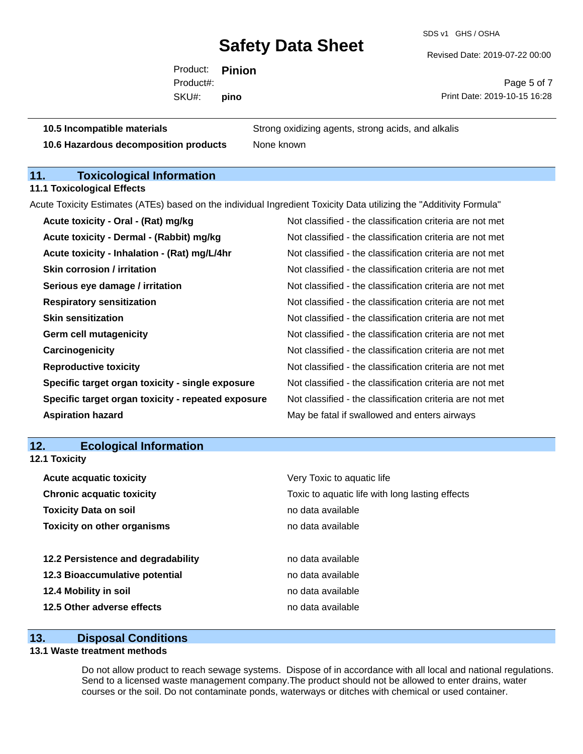| | |
|---|---|
| **10.5 Incompatible materials** | Strong oxidizing agents, strong acids, and alkalis |
| **10.6 Hazardous decomposition products** | None known |

## 11. Toxicological Information

### 11.1 Toxicological Effects

Acute Toxicity Estimates (ATEs) based on the individual Ingredient Toxicity Data utilizing the "Additivity Formula"

| | |
|---|---|
| **Acute toxicity - Oral - (Rat) mg/kg** | Not classified - the classification criteria are not met |
| **Acute toxicity - Dermal - (Rabbit) mg/kg** | Not classified - the classification criteria are not met |
| **Acute toxicity - Inhalation - (Rat) mg/L/4hr** | Not classified - the classification criteria are not met |
| **Skin corrosion / irritation** | Not classified - the classification criteria are not met |
| **Serious eye damage / irritation** | Not classified - the classification criteria are not met |
| **Respiratory sensitization** | Not classified - the classification criteria are not met |
| **Skin sensitization** | Not classified - the classification criteria are not met |
| **Germ cell mutagenicity** | Not classified - the classification criteria are not met |
| **Carcinogenicity** | Not classified - the classification criteria are not met |
| **Reproductive toxicity** | Not classified - the classification criteria are not met |
| **Specific target organ toxicity - single exposure** | Not classified - the classification criteria are not met |
| **Specific target organ toxicity - repeated exposure** | Not classified - the classification criteria are not met |
| **Aspiration hazard** | May be fatal if swallowed and enters airways |

## 12. Ecological Information

### 12.1 Toxicity

| | |
|---|---|
| **Acute acquatic toxicity** | Very Toxic to aquatic life |
| **Chronic acquatic toxicity** | Toxic to aquatic life with long lasting effects |
| **Toxicity Data on soil** | no data available |
| **Toxicity on other organisms** | no data available |

| | |
|---|---|
| **12.2 Persistence and degradability** | no data available |
| **12.3 Bioaccumulative potential** | no data available |
| **12.4 Mobility in soil** | no data available |
| **12.5 Other adverse effects** | no data available |

## 13. Disposal Conditions

### 13.1 Waste treatment methods

Do not allow product to reach sewage systems. Dispose of in accordance with all local and national regulations. Send to a licensed waste management company.The product should not be allowed to enter drains, water courses or the soil. Do not contaminate ponds, waterways or ditches with chemical or used container.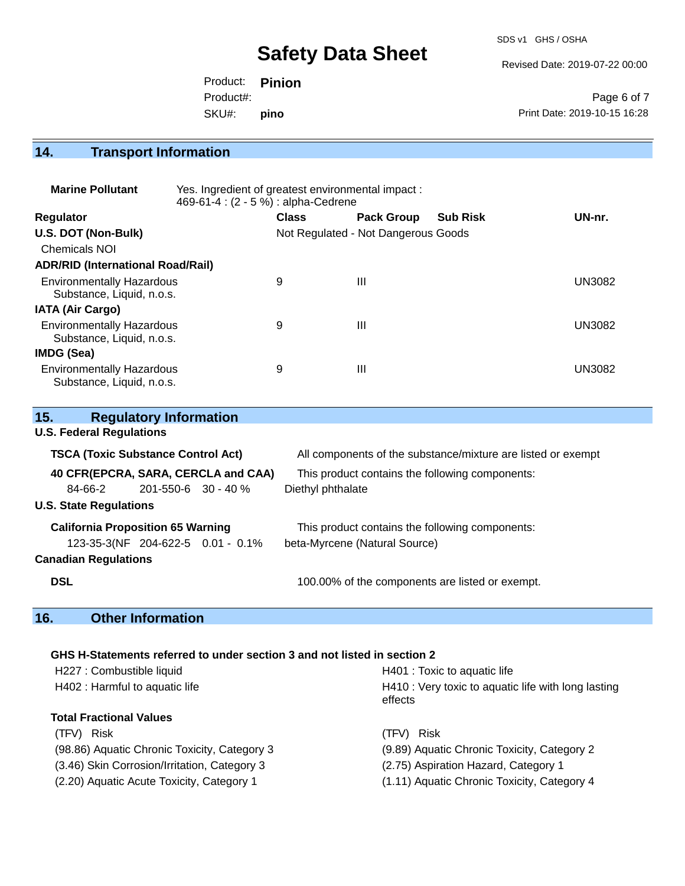## 14. Transport Information

**Marine Pollutant** Yes. Ingredient of greatest environmental impact : 469-61-4 : (2 - 5 %) : alpha-Cedrene

| Regulator | Class | Pack Group | Sub Risk | UN-nr. |
|---|---|---|---|---|
| **U.S. DOT (Non-Bulk)** | Not Regulated - Not Dangerous Goods | | | |
| Chemicals NOI | | | | |
| **ADR/RID (International Road/Rail)** | | | | |
| Environmentally Hazardous Substance, Liquid, n.o.s. | 9 | III | | UN3082 |
| **IATA (Air Cargo)** | | | | |
| Environmentally Hazardous Substance, Liquid, n.o.s. | 9 | III | | UN3082 |
| **IMDG (Sea)** | | | | |
| Environmentally Hazardous Substance, Liquid, n.o.s. | 9 | III | | UN3082 |

## 15. Regulatory Information

**U.S. Federal Regulations**

**TSCA (Toxic Substance Control Act)** All components of the substance/mixture are listed or exempt

**40 CFR(EPCRA, SARA, CERCLA and CAA)** This product contains the following components:

84-66-2 201-550-6 30 - 40 % Diethyl phthalate

**U.S. State Regulations**

**California Proposition 65 Warning** This product contains the following components:

123-35-3(NF 204-622-5 0.01 - 0.1% beta-Myrcene (Natural Source)

**Canadian Regulations**

**DSL** 100.00% of the components are listed or exempt.

## 16. Other Information

**GHS H-Statements referred to under section 3 and not listed in section 2**

H227 : Combustible liquid

H402 : Harmful to aquatic life

H401 : Toxic to aquatic life

H410 : Very toxic to aquatic life with long lasting effects

**Total Fractional Values**

| (TFV) Risk | (TFV) Risk |
|---|---|
| (98.86) Aquatic Chronic Toxicity, Category 3 | (9.89) Aquatic Chronic Toxicity, Category 2 |
| (3.46) Skin Corrosion/Irritation, Category 3 | (2.75) Aspiration Hazard, Category 1 |
| (2.20) Aquatic Acute Toxicity, Category 1 | (1.11) Aquatic Chronic Toxicity, Category 4 |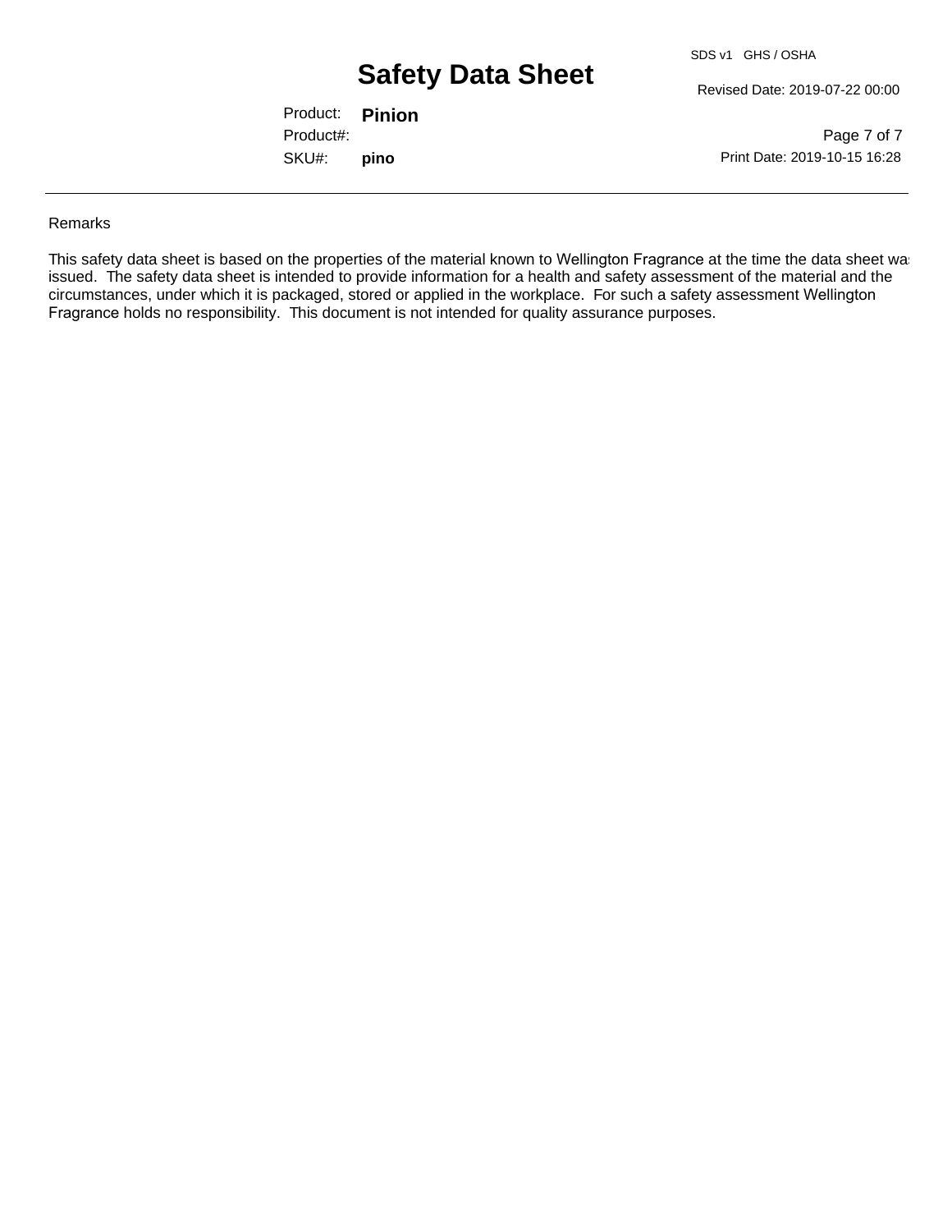Remarks

This safety data sheet is based on the properties of the material known to Wellington Fragrance at the time the data sheet was issued. The safety data sheet is intended to provide information for a health and safety assessment of the material and the circumstances, under which it is packaged, stored or applied in the workplace. For such a safety assessment Wellington Fragrance holds no responsibility. This document is not intended for quality assurance purposes.